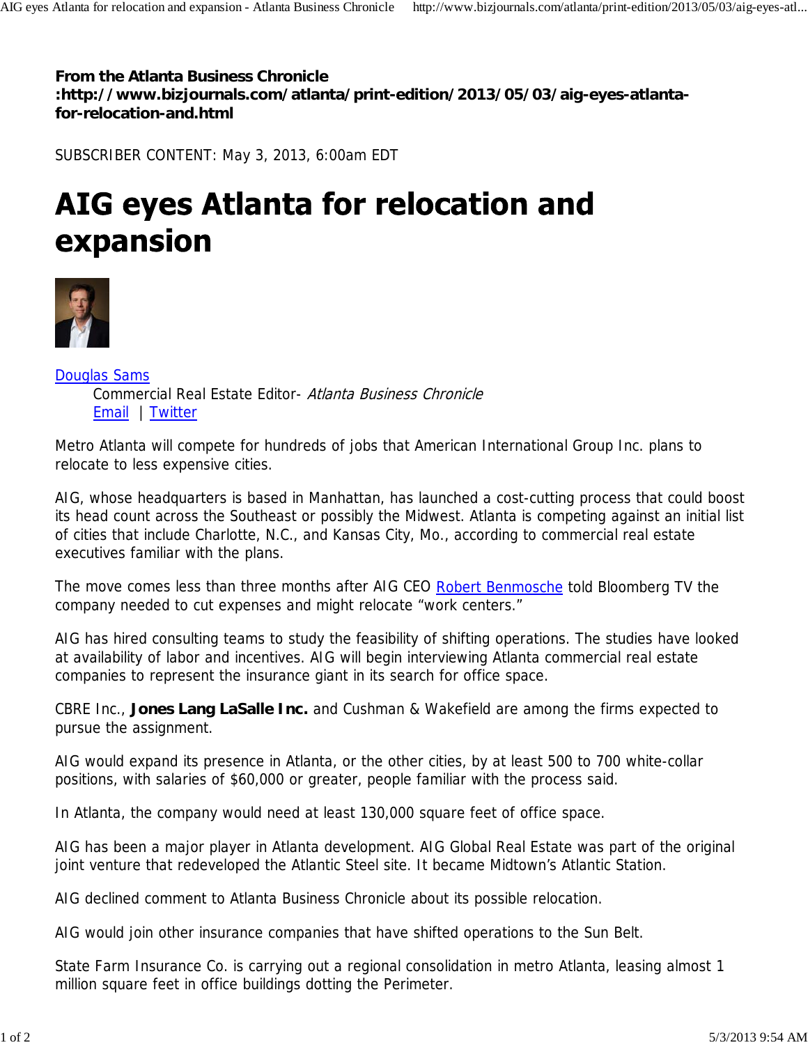**From the Atlanta Business Chronicle :http://www.bizjournals.com/atlanta/print-edition/2013/05/03/aig-eyes-atlanta-for-relocation-and.html**

SUBSCRIBER CONTENT: May 3, 2013, 6:00am EDT

# AIG eyes Atlanta for relocation and expansion

Douglas Sams
Commercial Real Estate Editor- *Atlanta Business Chronicle*
Email | Twitter

Metro Atlanta will compete for hundreds of jobs that American International Group Inc. plans to relocate to less expensive cities.

AIG, whose headquarters is based in Manhattan, has launched a cost-cutting process that could boost its head count across the Southeast or possibly the Midwest. Atlanta is competing against an initial list of cities that include Charlotte, N.C., and Kansas City, Mo., according to commercial real estate executives familiar with the plans.

The move comes less than three months after AIG CEO Robert Benmosche told Bloomberg TV the company needed to cut expenses and might relocate "work centers."

AIG has hired consulting teams to study the feasibility of shifting operations. The studies have looked at availability of labor and incentives. AIG will begin interviewing Atlanta commercial real estate companies to represent the insurance giant in its search for office space.

CBRE Inc., **Jones Lang LaSalle Inc.** and Cushman & Wakefield are among the firms expected to pursue the assignment.

AIG would expand its presence in Atlanta, or the other cities, by at least 500 to 700 white-collar positions, with salaries of $60,000 or greater, people familiar with the process said.

In Atlanta, the company would need at least 130,000 square feet of office space.

AIG has been a major player in Atlanta development. AIG Global Real Estate was part of the original joint venture that redeveloped the Atlantic Steel site. It became Midtown's Atlantic Station.

AIG declined comment to Atlanta Business Chronicle about its possible relocation.

AIG would join other insurance companies that have shifted operations to the Sun Belt.

State Farm Insurance Co. is carrying out a regional consolidation in metro Atlanta, leasing almost 1 million square feet in office buildings dotting the Perimeter.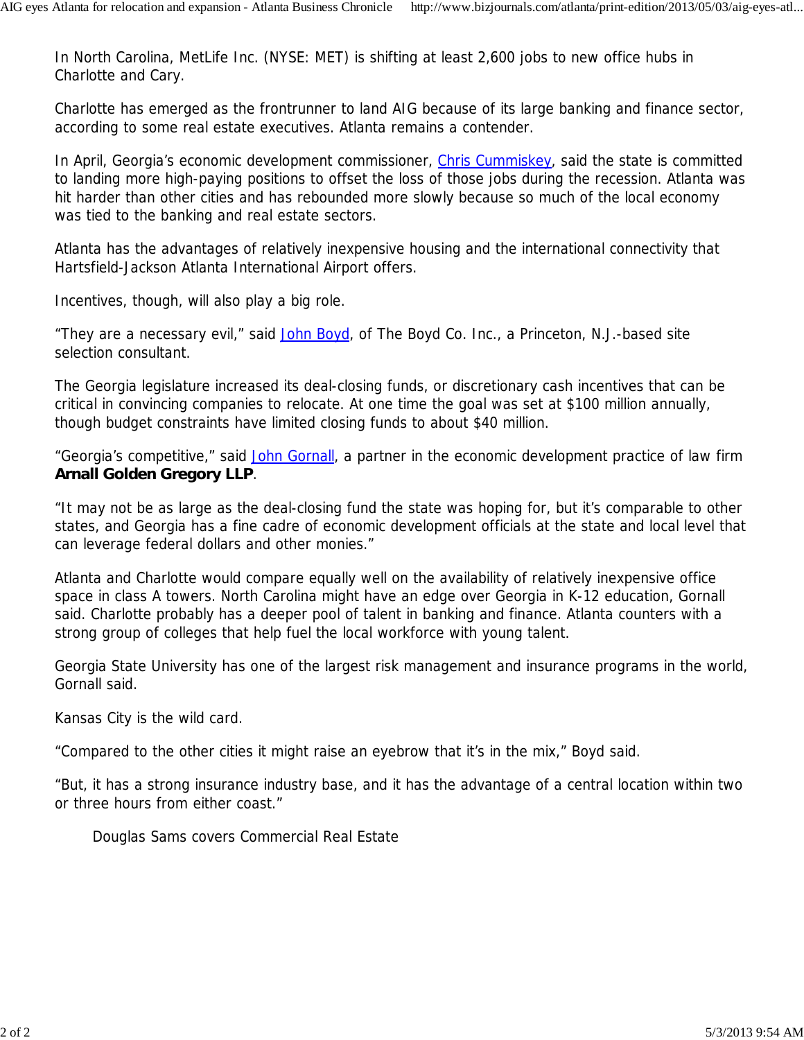In North Carolina, MetLife Inc. (NYSE: MET) is shifting at least 2,600 jobs to new office hubs in Charlotte and Cary.

Charlotte has emerged as the frontrunner to land AIG because of its large banking and finance sector, according to some real estate executives. Atlanta remains a contender.

In April, Georgia's economic development commissioner, Chris Cummiskey, said the state is committed to landing more high-paying positions to offset the loss of those jobs during the recession. Atlanta was hit harder than other cities and has rebounded more slowly because so much of the local economy was tied to the banking and real estate sectors.

Atlanta has the advantages of relatively inexpensive housing and the international connectivity that Hartsfield-Jackson Atlanta International Airport offers.

Incentives, though, will also play a big role.

"They are a necessary evil," said John Boyd, of The Boyd Co. Inc., a Princeton, N.J.-based site selection consultant.

The Georgia legislature increased its deal-closing funds, or discretionary cash incentives that can be critical in convincing companies to relocate. At one time the goal was set at $100 million annually, though budget constraints have limited closing funds to about $40 million.

"Georgia's competitive," said John Gornall, a partner in the economic development practice of law firm **Arnall Golden Gregory LLP**.

"It may not be as large as the deal-closing fund the state was hoping for, but it's comparable to other states, and Georgia has a fine cadre of economic development officials at the state and local level that can leverage federal dollars and other monies."

Atlanta and Charlotte would compare equally well on the availability of relatively inexpensive office space in class A towers. North Carolina might have an edge over Georgia in K-12 education, Gornall said. Charlotte probably has a deeper pool of talent in banking and finance. Atlanta counters with a strong group of colleges that help fuel the local workforce with young talent.

Georgia State University has one of the largest risk management and insurance programs in the world, Gornall said.

Kansas City is the wild card.

"Compared to the other cities it might raise an eyebrow that it's in the mix," Boyd said.

"But, it has a strong insurance industry base, and it has the advantage of a central location within two or three hours from either coast."

Douglas Sams covers Commercial Real Estate